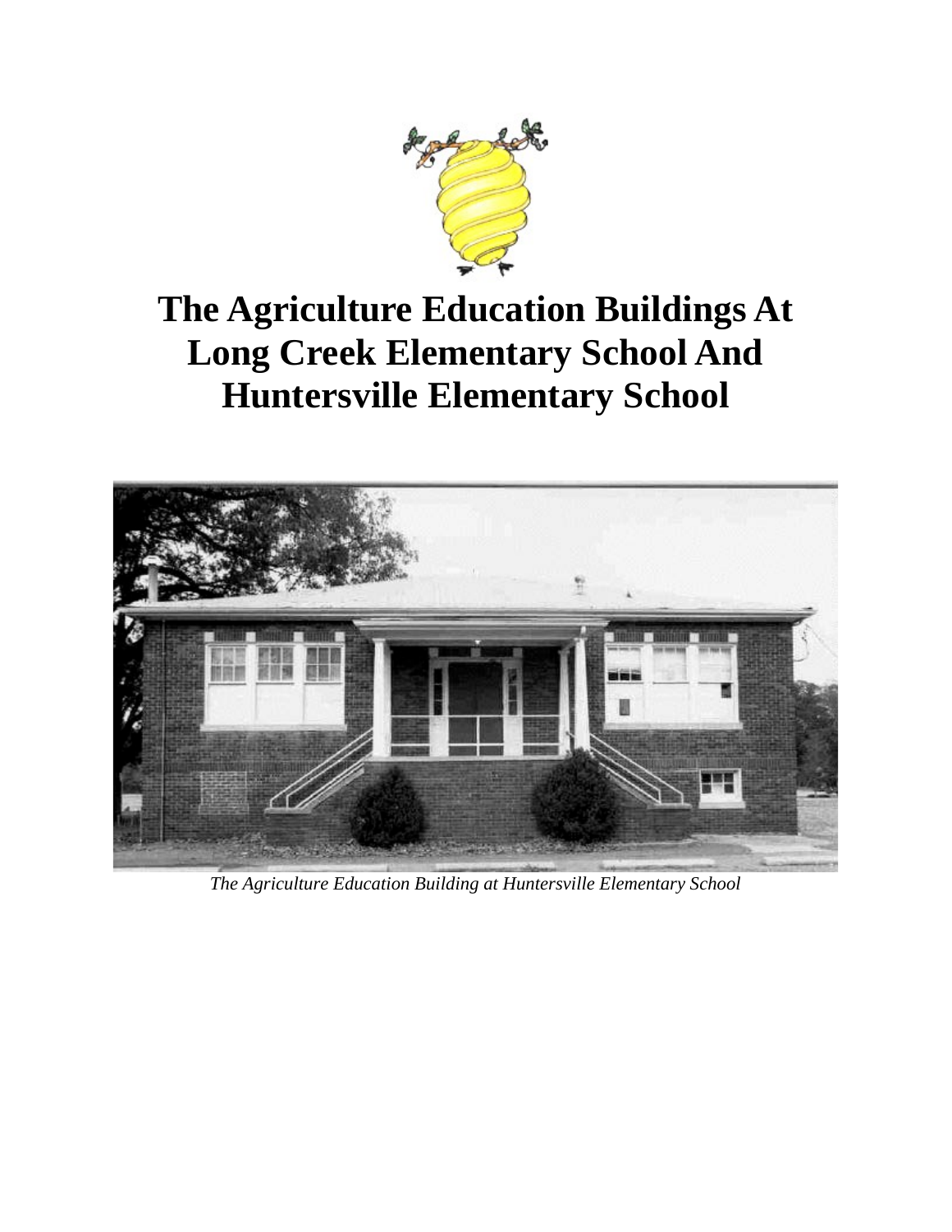# The Agriculture Education Buildings At Long Creek Elementary School And Huntersville Elementary School

*The Agriculture Education Building at Huntersville Elementary School*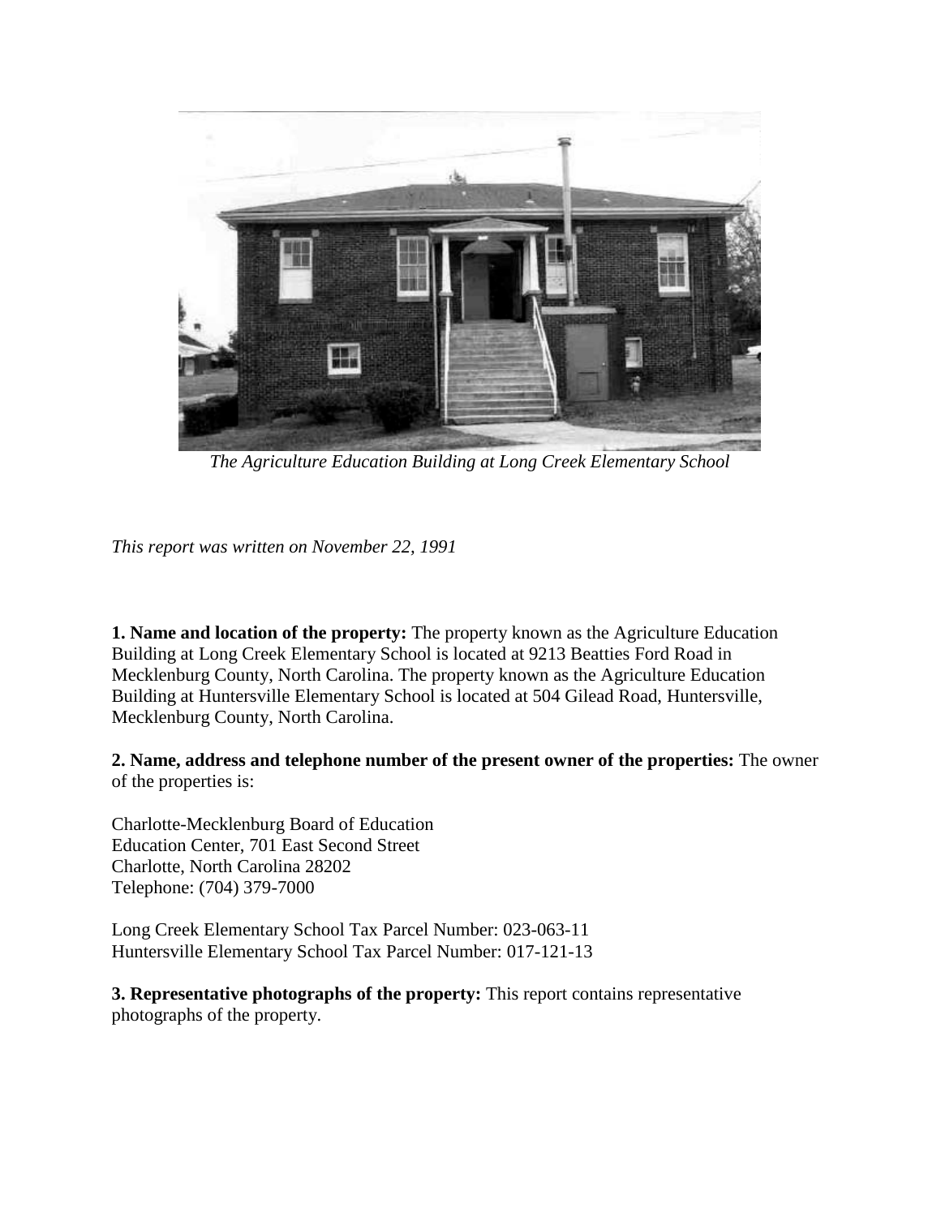*The Agriculture Education Building at Long Creek Elementary School*

*This report was written on November 22, 1991*

**1. Name and location of the property:** The property known as the Agriculture Education Building at Long Creek Elementary School is located at 9213 Beatties Ford Road in Mecklenburg County, North Carolina. The property known as the Agriculture Education Building at Huntersville Elementary School is located at 504 Gilead Road, Huntersville, Mecklenburg County, North Carolina.

**2. Name, address and telephone number of the present owner of the properties:** The owner of the properties is:

Charlotte-Mecklenburg Board of Education
Education Center, 701 East Second Street
Charlotte, North Carolina 28202
Telephone: (704) 379-7000

Long Creek Elementary School Tax Parcel Number: 023-063-11
Huntersville Elementary School Tax Parcel Number: 017-121-13

**3. Representative photographs of the property:** This report contains representative photographs of the property.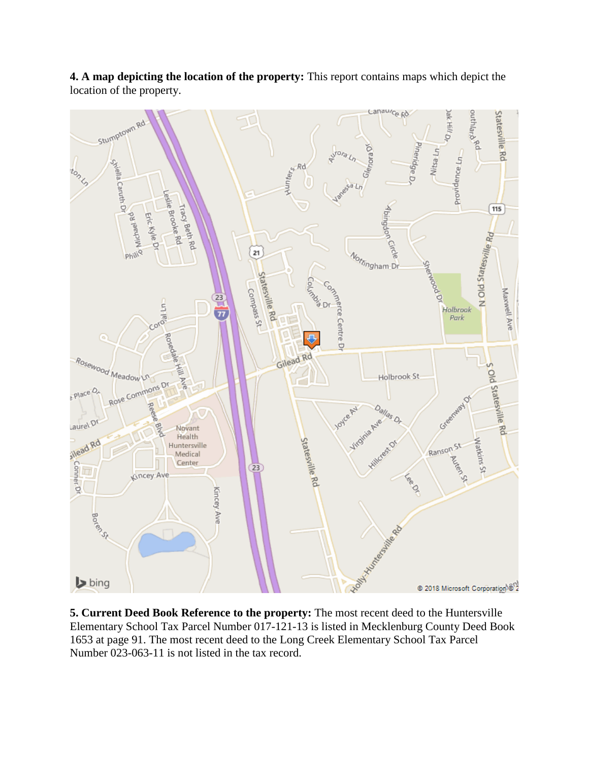**4. A map depicting the location of the property:** This report contains maps which depict the location of the property.

**5. Current Deed Book Reference to the property:** The most recent deed to the Huntersville Elementary School Tax Parcel Number 017-121-13 is listed in Mecklenburg County Deed Book 1653 at page 91. The most recent deed to the Long Creek Elementary School Tax Parcel Number 023-063-11 is not listed in the tax record.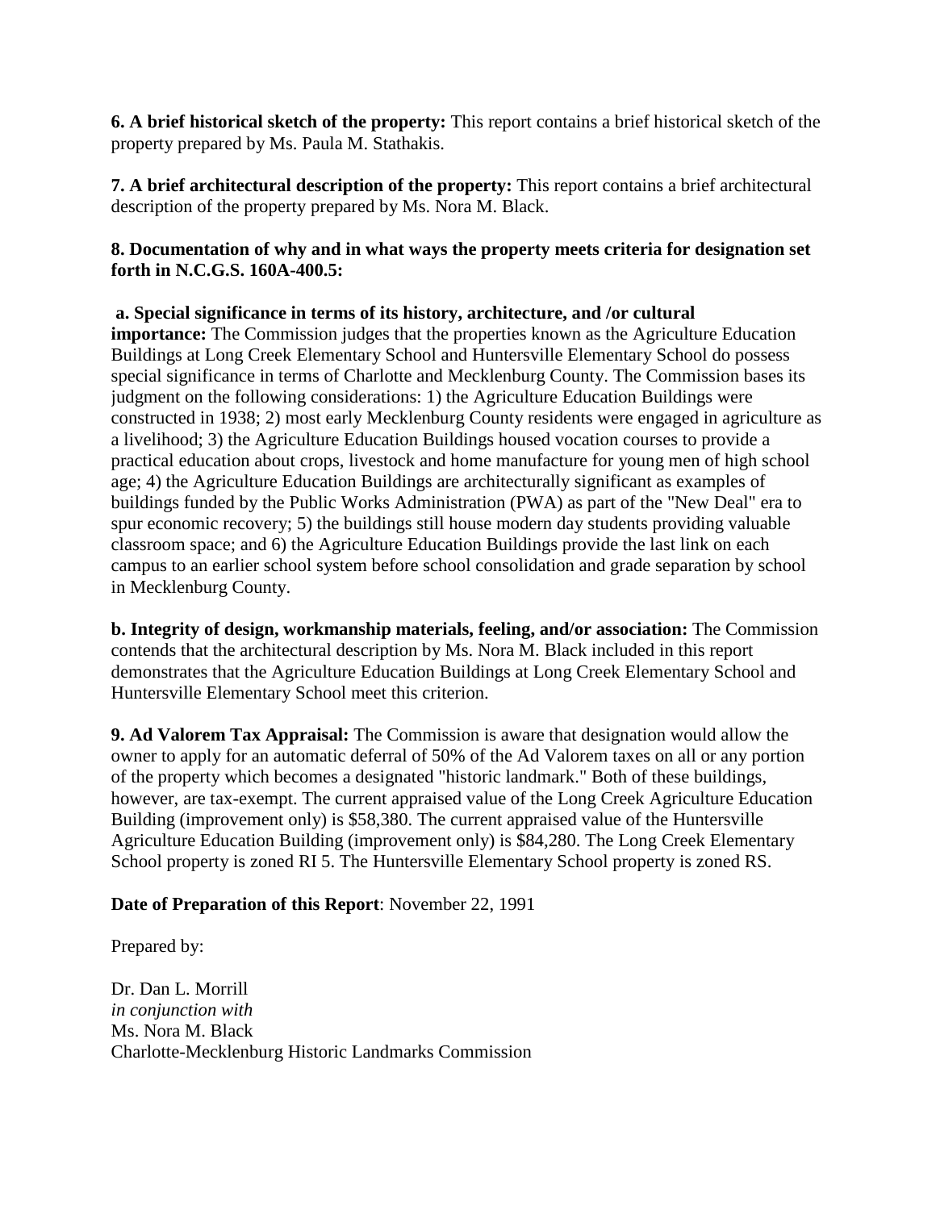**6. A brief historical sketch of the property:** This report contains a brief historical sketch of the property prepared by Ms. Paula M. Stathakis.

**7. A brief architectural description of the property:** This report contains a brief architectural description of the property prepared by Ms. Nora M. Black.

**8. Documentation of why and in what ways the property meets criteria for designation set forth in N.C.G.S. 160A-400.5:**

**a. Special significance in terms of its history, architecture, and /or cultural importance:** The Commission judges that the properties known as the Agriculture Education Buildings at Long Creek Elementary School and Huntersville Elementary School do possess special significance in terms of Charlotte and Mecklenburg County. The Commission bases its judgment on the following considerations: 1) the Agriculture Education Buildings were constructed in 1938; 2) most early Mecklenburg County residents were engaged in agriculture as a livelihood; 3) the Agriculture Education Buildings housed vocation courses to provide a practical education about crops, livestock and home manufacture for young men of high school age; 4) the Agriculture Education Buildings are architecturally significant as examples of buildings funded by the Public Works Administration (PWA) as part of the "New Deal" era to spur economic recovery; 5) the buildings still house modern day students providing valuable classroom space; and 6) the Agriculture Education Buildings provide the last link on each campus to an earlier school system before school consolidation and grade separation by school in Mecklenburg County.

**b. Integrity of design, workmanship materials, feeling, and/or association:** The Commission contends that the architectural description by Ms. Nora M. Black included in this report demonstrates that the Agriculture Education Buildings at Long Creek Elementary School and Huntersville Elementary School meet this criterion.

**9. Ad Valorem Tax Appraisal:** The Commission is aware that designation would allow the owner to apply for an automatic deferral of 50% of the Ad Valorem taxes on all or any portion of the property which becomes a designated "historic landmark." Both of these buildings, however, are tax-exempt. The current appraised value of the Long Creek Agriculture Education Building (improvement only) is $58,380. The current appraised value of the Huntersville Agriculture Education Building (improvement only) is $84,280. The Long Creek Elementary School property is zoned RI 5. The Huntersville Elementary School property is zoned RS.

**Date of Preparation of this Report**: November 22, 1991

Prepared by:

Dr. Dan L. Morrill
*in conjunction with*
Ms. Nora M. Black
Charlotte-Mecklenburg Historic Landmarks Commission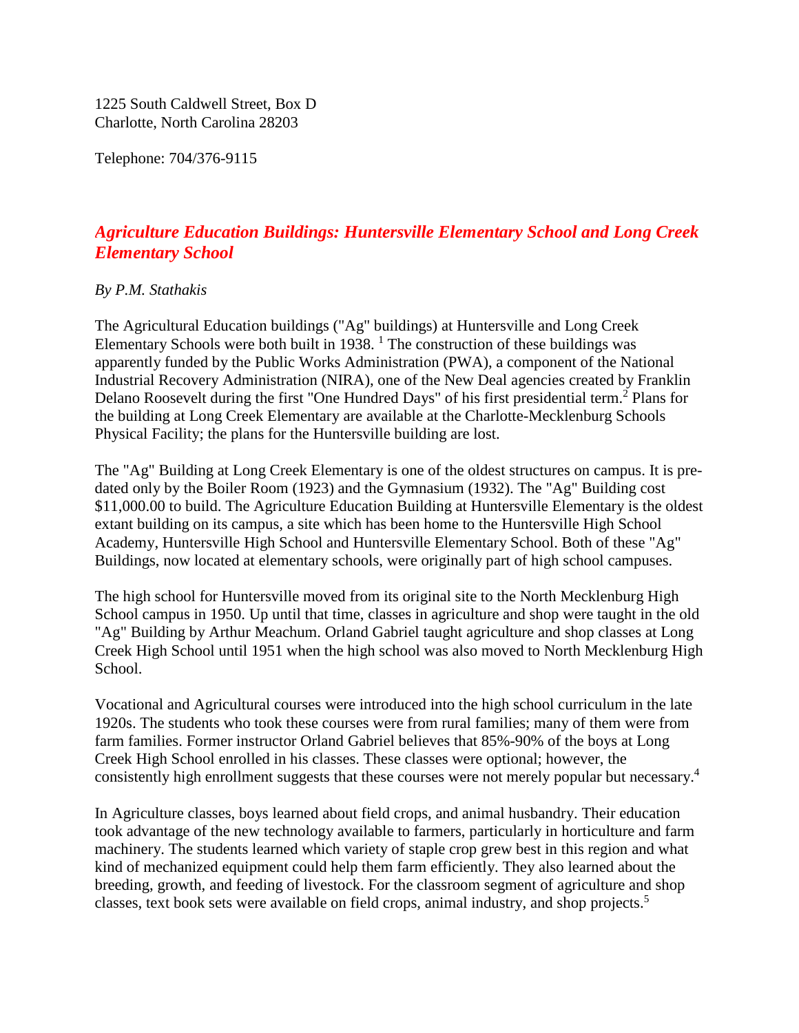1225 South Caldwell Street, Box D
Charlotte, North Carolina 28203

Telephone: 704/376-9115

## *Agriculture Education Buildings: Huntersville Elementary School and Long Creek Elementary School*

*By P.M. Stathakis*

The Agricultural Education buildings ("Ag" buildings) at Huntersville and Long Creek Elementary Schools were both built in 1938. [1] The construction of these buildings was apparently funded by the Public Works Administration (PWA), a component of the National Industrial Recovery Administration (NIRA), one of the New Deal agencies created by Franklin Delano Roosevelt during the first "One Hundred Days" of his first presidential term.[2] Plans for the building at Long Creek Elementary are available at the Charlotte-Mecklenburg Schools Physical Facility; the plans for the Huntersville building are lost.

The "Ag" Building at Long Creek Elementary is one of the oldest structures on campus. It is pre-dated only by the Boiler Room (1923) and the Gymnasium (1932). The "Ag" Building cost $11,000.00 to build. The Agriculture Education Building at Huntersville Elementary is the oldest extant building on its campus, a site which has been home to the Huntersville High School Academy, Huntersville High School and Huntersville Elementary School. Both of these "Ag" Buildings, now located at elementary schools, were originally part of high school campuses.

The high school for Huntersville moved from its original site to the North Mecklenburg High School campus in 1950. Up until that time, classes in agriculture and shop were taught in the old "Ag" Building by Arthur Meachum. Orland Gabriel taught agriculture and shop classes at Long Creek High School until 1951 when the high school was also moved to North Mecklenburg High School.

Vocational and Agricultural courses were introduced into the high school curriculum in the late 1920s. The students who took these courses were from rural families; many of them were from farm families. Former instructor Orland Gabriel believes that 85%-90% of the boys at Long Creek High School enrolled in his classes. These classes were optional; however, the consistently high enrollment suggests that these courses were not merely popular but necessary.[4]

In Agriculture classes, boys learned about field crops, and animal husbandry. Their education took advantage of the new technology available to farmers, particularly in horticulture and farm machinery. The students learned which variety of staple crop grew best in this region and what kind of mechanized equipment could help them farm efficiently. They also learned about the breeding, growth, and feeding of livestock. For the classroom segment of agriculture and shop classes, text book sets were available on field crops, animal industry, and shop projects.[5]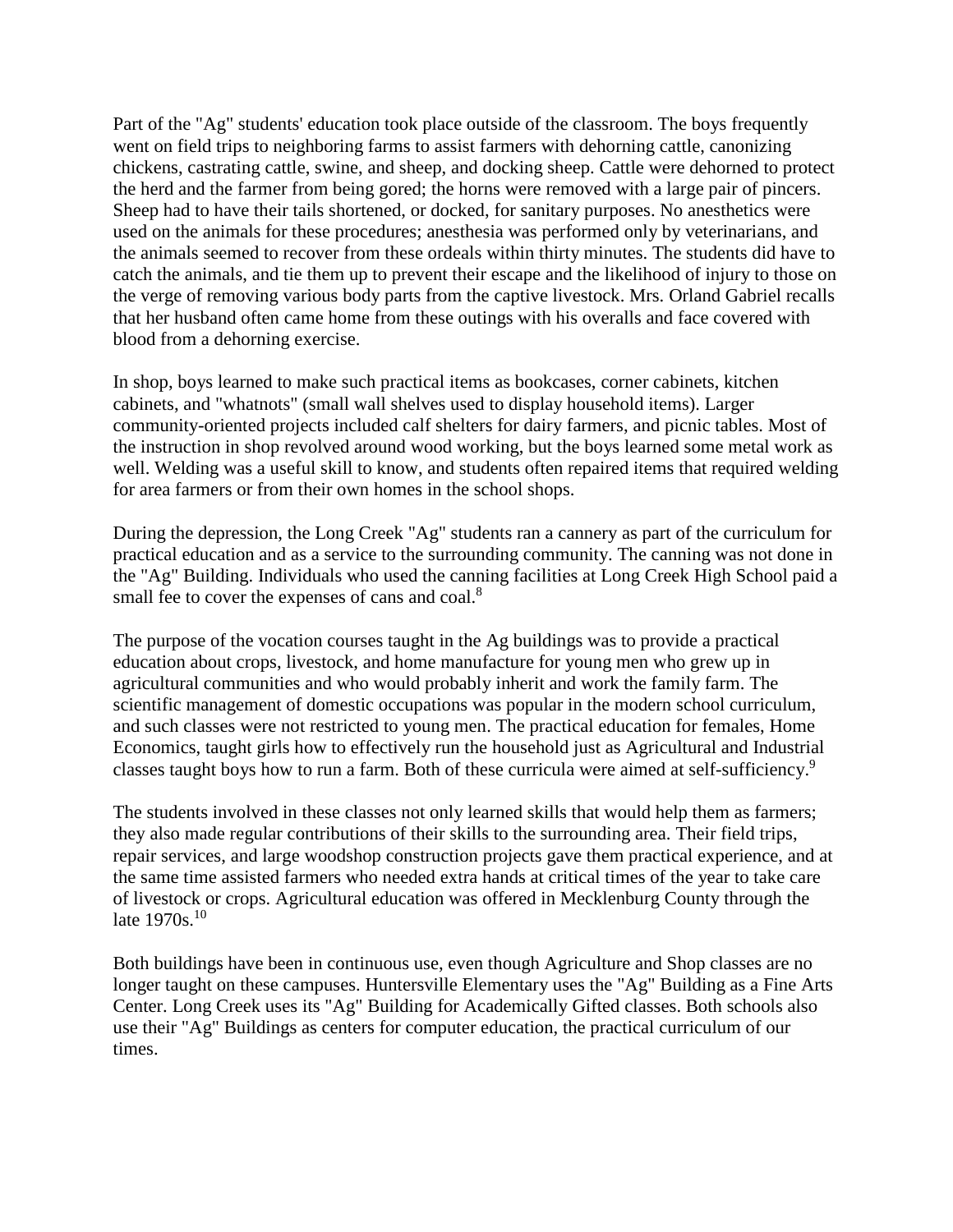Part of the "Ag" students' education took place outside of the classroom. The boys frequently went on field trips to neighboring farms to assist farmers with dehorning cattle, canonizing chickens, castrating cattle, swine, and sheep, and docking sheep. Cattle were dehorned to protect the herd and the farmer from being gored; the horns were removed with a large pair of pincers. Sheep had to have their tails shortened, or docked, for sanitary purposes. No anesthetics were used on the animals for these procedures; anesthesia was performed only by veterinarians, and the animals seemed to recover from these ordeals within thirty minutes. The students did have to catch the animals, and tie them up to prevent their escape and the likelihood of injury to those on the verge of removing various body parts from the captive livestock. Mrs. Orland Gabriel recalls that her husband often came home from these outings with his overalls and face covered with blood from a dehorning exercise.

In shop, boys learned to make such practical items as bookcases, corner cabinets, kitchen cabinets, and "whatnots" (small wall shelves used to display household items). Larger community-oriented projects included calf shelters for dairy farmers, and picnic tables. Most of the instruction in shop revolved around wood working, but the boys learned some metal work as well. Welding was a useful skill to know, and students often repaired items that required welding for area farmers or from their own homes in the school shops.

During the depression, the Long Creek "Ag" students ran a cannery as part of the curriculum for practical education and as a service to the surrounding community. The canning was not done in the "Ag" Building. Individuals who used the canning facilities at Long Creek High School paid a small fee to cover the expenses of cans and coal.[8]

The purpose of the vocation courses taught in the Ag buildings was to provide a practical education about crops, livestock, and home manufacture for young men who grew up in agricultural communities and who would probably inherit and work the family farm. The scientific management of domestic occupations was popular in the modern school curriculum, and such classes were not restricted to young men. The practical education for females, Home Economics, taught girls how to effectively run the household just as Agricultural and Industrial classes taught boys how to run a farm. Both of these curricula were aimed at self-sufficiency.[9]

The students involved in these classes not only learned skills that would help them as farmers; they also made regular contributions of their skills to the surrounding area. Their field trips, repair services, and large woodshop construction projects gave them practical experience, and at the same time assisted farmers who needed extra hands at critical times of the year to take care of livestock or crops. Agricultural education was offered in Mecklenburg County through the late 1970s.[10]

Both buildings have been in continuous use, even though Agriculture and Shop classes are no longer taught on these campuses. Huntersville Elementary uses the "Ag" Building as a Fine Arts Center. Long Creek uses its "Ag" Building for Academically Gifted classes. Both schools also use their "Ag" Buildings as centers for computer education, the practical curriculum of our times.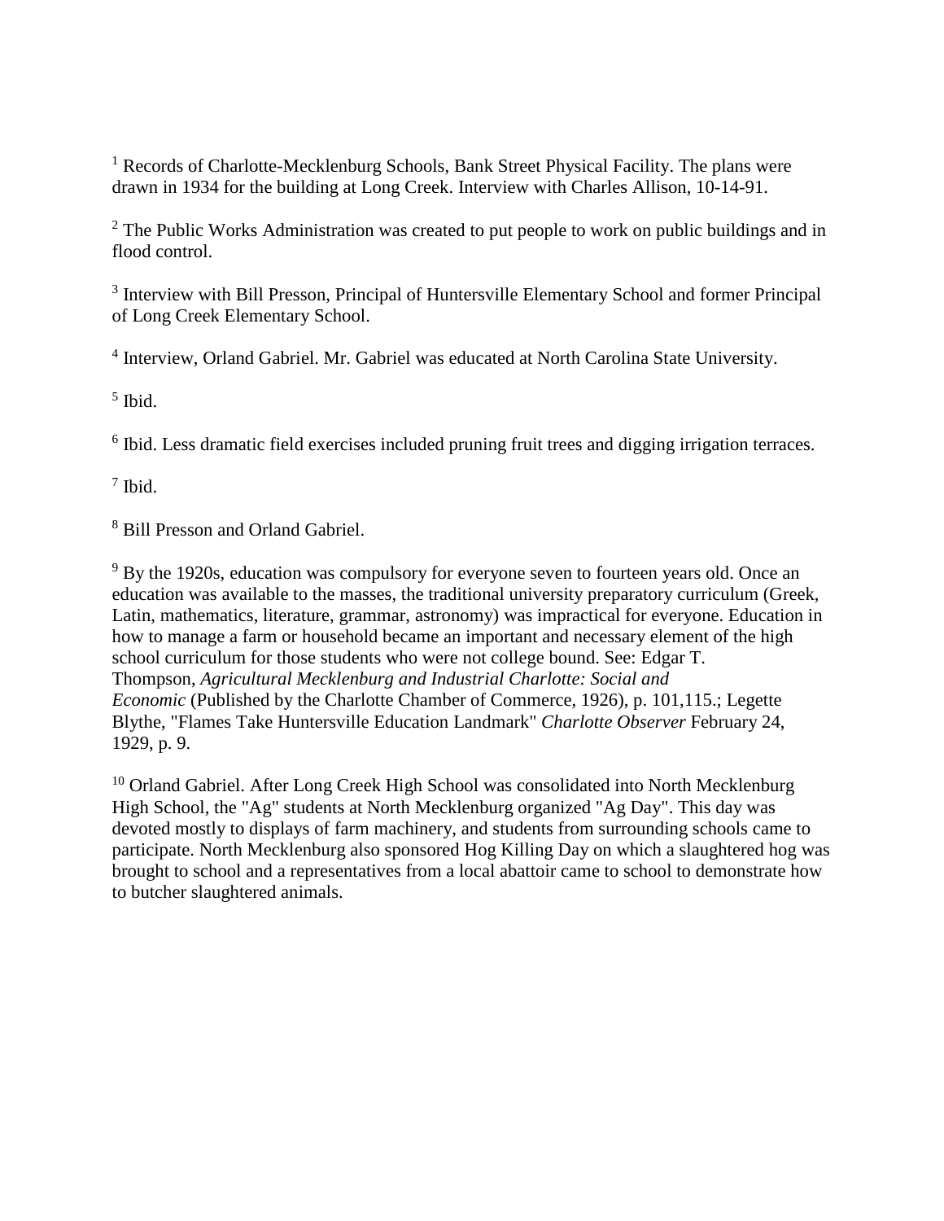[1] Records of Charlotte-Mecklenburg Schools, Bank Street Physical Facility. The plans were drawn in 1934 for the building at Long Creek. Interview with Charles Allison, 10-14-91.

[2] The Public Works Administration was created to put people to work on public buildings and in flood control.

[3] Interview with Bill Presson, Principal of Huntersville Elementary School and former Principal of Long Creek Elementary School.

[4] Interview, Orland Gabriel. Mr. Gabriel was educated at North Carolina State University.

[5] Ibid.

[6] Ibid. Less dramatic field exercises included pruning fruit trees and digging irrigation terraces.

[7] Ibid.

[8] Bill Presson and Orland Gabriel.

[9] By the 1920s, education was compulsory for everyone seven to fourteen years old. Once an education was available to the masses, the traditional university preparatory curriculum (Greek, Latin, mathematics, literature, grammar, astronomy) was impractical for everyone. Education in how to manage a farm or household became an important and necessary element of the high school curriculum for those students who were not college bound. See: Edgar T. Thompson, *Agricultural Mecklenburg and Industrial Charlotte: Social and Economic* (Published by the Charlotte Chamber of Commerce, 1926), p. 101,115.; Legette Blythe, "Flames Take Huntersville Education Landmark" *Charlotte Observer* February 24, 1929, p. 9.

[10] Orland Gabriel. After Long Creek High School was consolidated into North Mecklenburg High School, the "Ag" students at North Mecklenburg organized "Ag Day". This day was devoted mostly to displays of farm machinery, and students from surrounding schools came to participate. North Mecklenburg also sponsored Hog Killing Day on which a slaughtered hog was brought to school and a representatives from a local abattoir came to school to demonstrate how to butcher slaughtered animals.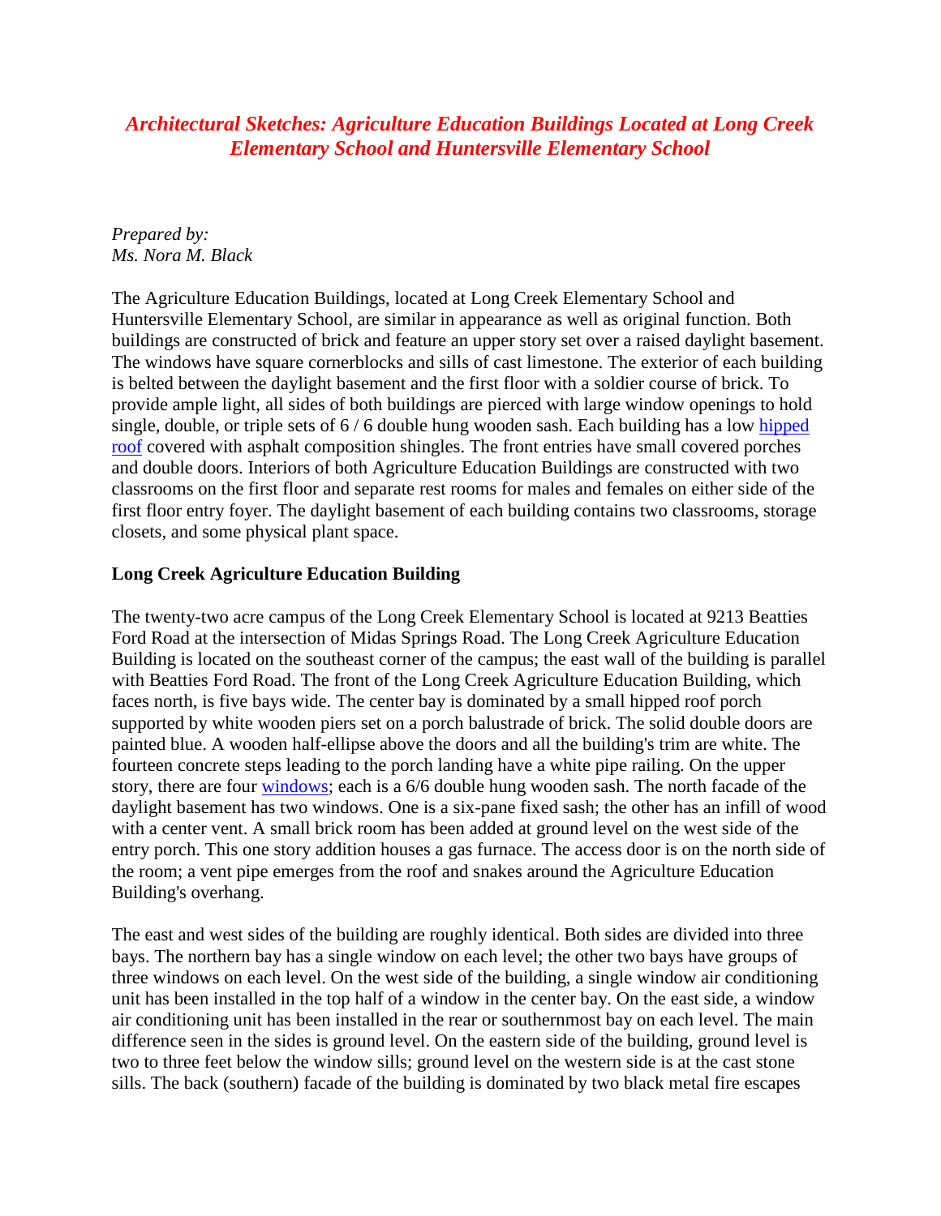# *Architectural Sketches: Agriculture Education Buildings Located at Long Creek Elementary School and Huntersville Elementary School*

*Prepared by:*
*Ms. Nora M. Black*

The Agriculture Education Buildings, located at Long Creek Elementary School and Huntersville Elementary School, are similar in appearance as well as original function. Both buildings are constructed of brick and feature an upper story set over a raised daylight basement. The windows have square cornerblocks and sills of cast limestone. The exterior of each building is belted between the daylight basement and the first floor with a soldier course of brick. To provide ample light, all sides of both buildings are pierced with large window openings to hold single, double, or triple sets of 6 / 6 double hung wooden sash. Each building has a low hipped roof covered with asphalt composition shingles. The front entries have small covered porches and double doors. Interiors of both Agriculture Education Buildings are constructed with two classrooms on the first floor and separate rest rooms for males and females on either side of the first floor entry foyer. The daylight basement of each building contains two classrooms, storage closets, and some physical plant space.

**Long Creek Agriculture Education Building**

The twenty-two acre campus of the Long Creek Elementary School is located at 9213 Beatties Ford Road at the intersection of Midas Springs Road. The Long Creek Agriculture Education Building is located on the southeast corner of the campus; the east wall of the building is parallel with Beatties Ford Road. The front of the Long Creek Agriculture Education Building, which faces north, is five bays wide. The center bay is dominated by a small hipped roof porch supported by white wooden piers set on a porch balustrade of brick. The solid double doors are painted blue. A wooden half-ellipse above the doors and all the building's trim are white. The fourteen concrete steps leading to the porch landing have a white pipe railing. On the upper story, there are four windows; each is a 6/6 double hung wooden sash. The north facade of the daylight basement has two windows. One is a six-pane fixed sash; the other has an infill of wood with a center vent. A small brick room has been added at ground level on the west side of the entry porch. This one story addition houses a gas furnace. The access door is on the north side of the room; a vent pipe emerges from the roof and snakes around the Agriculture Education Building's overhang.

The east and west sides of the building are roughly identical. Both sides are divided into three bays. The northern bay has a single window on each level; the other two bays have groups of three windows on each level. On the west side of the building, a single window air conditioning unit has been installed in the top half of a window in the center bay. On the east side, a window air conditioning unit has been installed in the rear or southernmost bay on each level. The main difference seen in the sides is ground level. On the eastern side of the building, ground level is two to three feet below the window sills; ground level on the western side is at the cast stone sills. The back (southern) facade of the building is dominated by two black metal fire escapes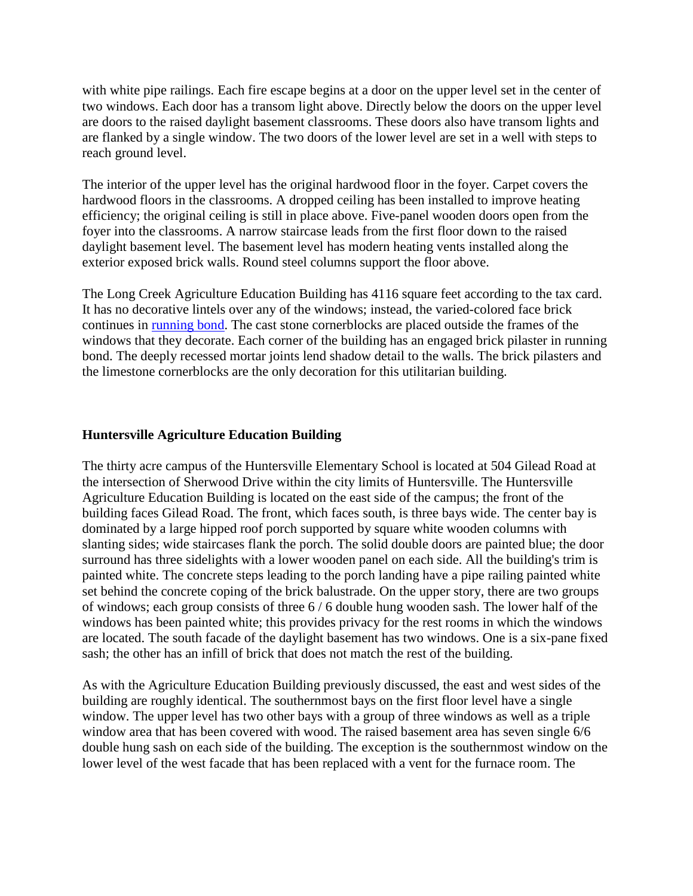with white pipe railings. Each fire escape begins at a door on the upper level set in the center of two windows. Each door has a transom light above. Directly below the doors on the upper level are doors to the raised daylight basement classrooms. These doors also have transom lights and are flanked by a single window. The two doors of the lower level are set in a well with steps to reach ground level.

The interior of the upper level has the original hardwood floor in the foyer. Carpet covers the hardwood floors in the classrooms. A dropped ceiling has been installed to improve heating efficiency; the original ceiling is still in place above. Five-panel wooden doors open from the foyer into the classrooms. A narrow staircase leads from the first floor down to the raised daylight basement level. The basement level has modern heating vents installed along the exterior exposed brick walls. Round steel columns support the floor above.

The Long Creek Agriculture Education Building has 4116 square feet according to the tax card. It has no decorative lintels over any of the windows; instead, the varied-colored face brick continues in [running bond](). The cast stone cornerblocks are placed outside the frames of the windows that they decorate. Each corner of the building has an engaged brick pilaster in running bond. The deeply recessed mortar joints lend shadow detail to the walls. The brick pilasters and the limestone cornerblocks are the only decoration for this utilitarian building.

**Huntersville Agriculture Education Building**

The thirty acre campus of the Huntersville Elementary School is located at 504 Gilead Road at the intersection of Sherwood Drive within the city limits of Huntersville. The Huntersville Agriculture Education Building is located on the east side of the campus; the front of the building faces Gilead Road. The front, which faces south, is three bays wide. The center bay is dominated by a large hipped roof porch supported by square white wooden columns with slanting sides; wide staircases flank the porch. The solid double doors are painted blue; the door surround has three sidelights with a lower wooden panel on each side. All the building's trim is painted white. The concrete steps leading to the porch landing have a pipe railing painted white set behind the concrete coping of the brick balustrade. On the upper story, there are two groups of windows; each group consists of three 6 / 6 double hung wooden sash. The lower half of the windows has been painted white; this provides privacy for the rest rooms in which the windows are located. The south facade of the daylight basement has two windows. One is a six-pane fixed sash; the other has an infill of brick that does not match the rest of the building.

As with the Agriculture Education Building previously discussed, the east and west sides of the building are roughly identical. The southernmost bays on the first floor level have a single window. The upper level has two other bays with a group of three windows as well as a triple window area that has been covered with wood. The raised basement area has seven single 6/6 double hung sash on each side of the building. The exception is the southernmost window on the lower level of the west facade that has been replaced with a vent for the furnace room. The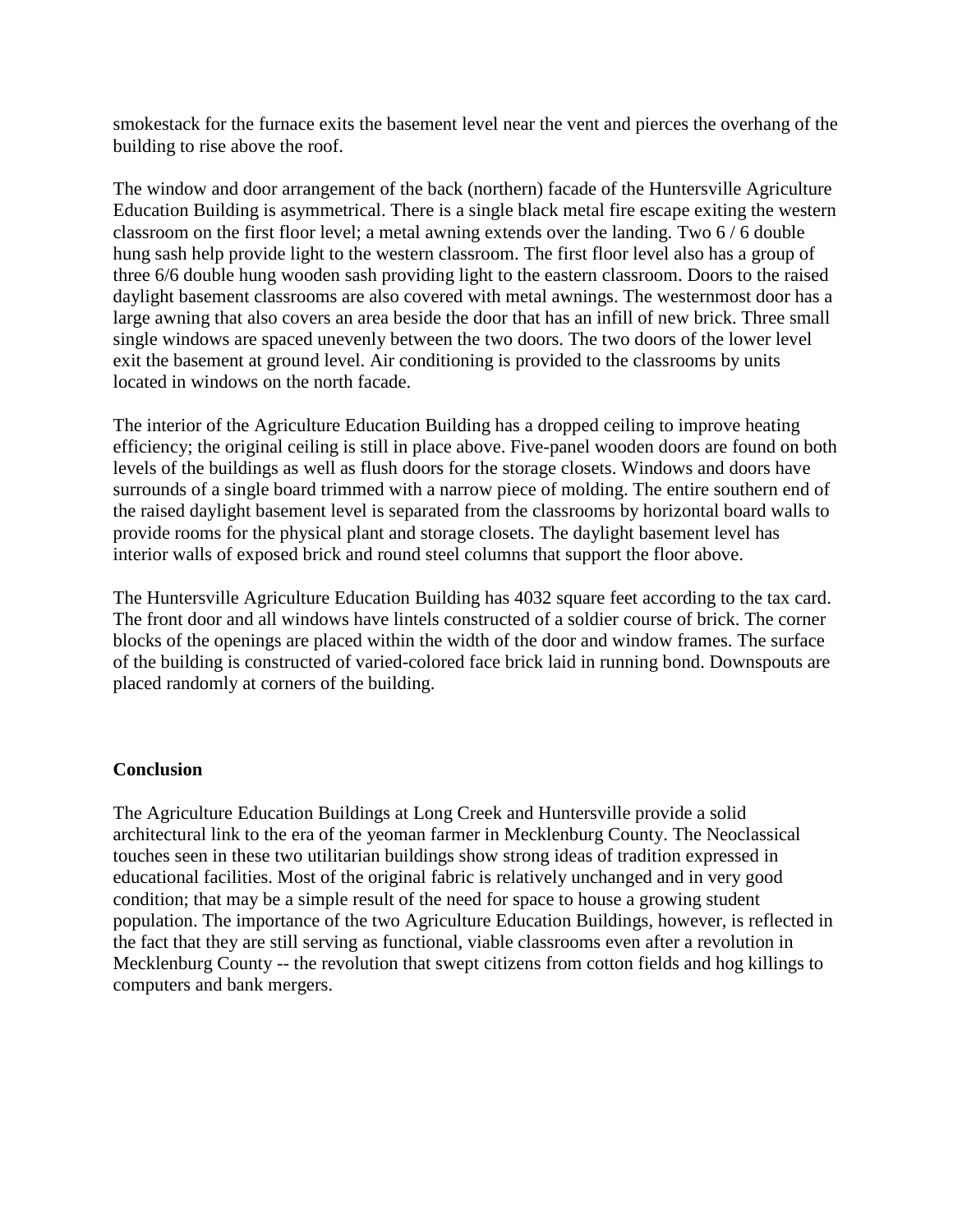smokestack for the furnace exits the basement level near the vent and pierces the overhang of the building to rise above the roof.

The window and door arrangement of the back (northern) facade of the Huntersville Agriculture Education Building is asymmetrical. There is a single black metal fire escape exiting the western classroom on the first floor level; a metal awning extends over the landing. Two 6 / 6 double hung sash help provide light to the western classroom. The first floor level also has a group of three 6/6 double hung wooden sash providing light to the eastern classroom. Doors to the raised daylight basement classrooms are also covered with metal awnings. The westernmost door has a large awning that also covers an area beside the door that has an infill of new brick. Three small single windows are spaced unevenly between the two doors. The two doors of the lower level exit the basement at ground level. Air conditioning is provided to the classrooms by units located in windows on the north facade.

The interior of the Agriculture Education Building has a dropped ceiling to improve heating efficiency; the original ceiling is still in place above. Five-panel wooden doors are found on both levels of the buildings as well as flush doors for the storage closets. Windows and doors have surrounds of a single board trimmed with a narrow piece of molding. The entire southern end of the raised daylight basement level is separated from the classrooms by horizontal board walls to provide rooms for the physical plant and storage closets. The daylight basement level has interior walls of exposed brick and round steel columns that support the floor above.

The Huntersville Agriculture Education Building has 4032 square feet according to the tax card. The front door and all windows have lintels constructed of a soldier course of brick. The corner blocks of the openings are placed within the width of the door and window frames. The surface of the building is constructed of varied-colored face brick laid in running bond. Downspouts are placed randomly at corners of the building.

**Conclusion**

The Agriculture Education Buildings at Long Creek and Huntersville provide a solid architectural link to the era of the yeoman farmer in Mecklenburg County. The Neoclassical touches seen in these two utilitarian buildings show strong ideas of tradition expressed in educational facilities. Most of the original fabric is relatively unchanged and in very good condition; that may be a simple result of the need for space to house a growing student population. The importance of the two Agriculture Education Buildings, however, is reflected in the fact that they are still serving as functional, viable classrooms even after a revolution in Mecklenburg County -- the revolution that swept citizens from cotton fields and hog killings to computers and bank mergers.